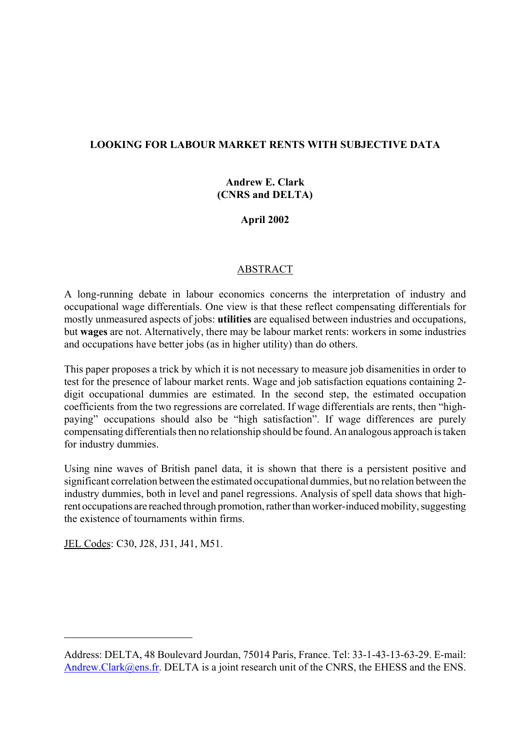# LOOKING FOR LABOUR MARKET RENTS WITH SUBJECTIVE DATA

**Andrew E. Clark**
**(CNRS and DELTA)**

**April 2002**

## ABSTRACT

A long-running debate in labour economics concerns the interpretation of industry and occupational wage differentials. One view is that these reflect compensating differentials for mostly unmeasured aspects of jobs: **utilities** are equalised between industries and occupations, but **wages** are not. Alternatively, there may be labour market rents: workers in some industries and occupations have better jobs (as in higher utility) than do others.

This paper proposes a trick by which it is not necessary to measure job disamenities in order to test for the presence of labour market rents. Wage and job satisfaction equations containing 2-digit occupational dummies are estimated. In the second step, the estimated occupation coefficients from the two regressions are correlated. If wage differentials are rents, then "high-paying" occupations should also be "high satisfaction". If wage differences are purely compensating differentials then no relationship should be found. An analogous approach is taken for industry dummies.

Using nine waves of British panel data, it is shown that there is a persistent positive and significant correlation between the estimated occupational dummies, but no relation between the industry dummies, both in level and panel regressions. Analysis of spell data shows that high-rent occupations are reached through promotion, rather than worker-induced mobility, suggesting the existence of tournaments within firms.

JEL Codes: C30, J28, J31, J41, M51.

---

Address: DELTA, 48 Boulevard Jourdan, 75014 Paris, France. Tel: 33-1-43-13-63-29. E-mail: Andrew.Clark@ens.fr. DELTA is a joint research unit of the CNRS, the EHESS and the ENS.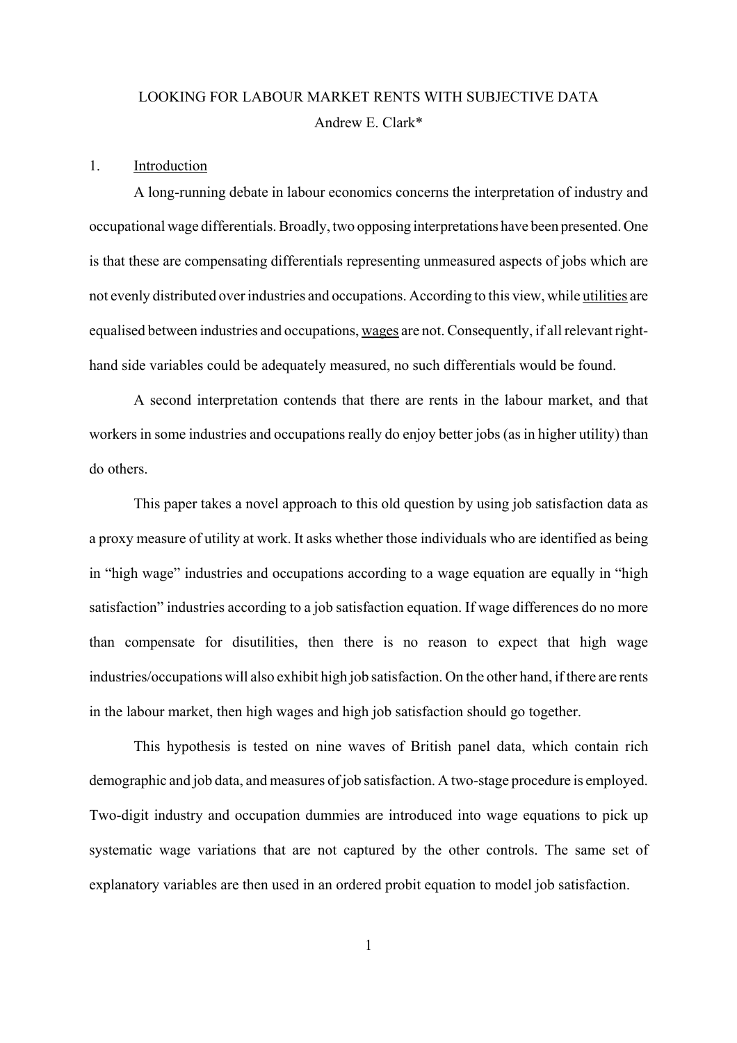# LOOKING FOR LABOUR MARKET RENTS WITH SUBJECTIVE DATA

Andrew E. Clark*

## 1. Introduction

A long-running debate in labour economics concerns the interpretation of industry and occupational wage differentials. Broadly, two opposing interpretations have been presented. One is that these are compensating differentials representing unmeasured aspects of jobs which are not evenly distributed over industries and occupations. According to this view, while utilities are equalised between industries and occupations, wages are not. Consequently, if all relevant right-hand side variables could be adequately measured, no such differentials would be found.

A second interpretation contends that there are rents in the labour market, and that workers in some industries and occupations really do enjoy better jobs (as in higher utility) than do others.

This paper takes a novel approach to this old question by using job satisfaction data as a proxy measure of utility at work. It asks whether those individuals who are identified as being in "high wage" industries and occupations according to a wage equation are equally in "high satisfaction" industries according to a job satisfaction equation. If wage differences do no more than compensate for disutilities, then there is no reason to expect that high wage industries/occupations will also exhibit high job satisfaction. On the other hand, if there are rents in the labour market, then high wages and high job satisfaction should go together.

This hypothesis is tested on nine waves of British panel data, which contain rich demographic and job data, and measures of job satisfaction. A two-stage procedure is employed. Two-digit industry and occupation dummies are introduced into wage equations to pick up systematic wage variations that are not captured by the other controls. The same set of explanatory variables are then used in an ordered probit equation to model job satisfaction.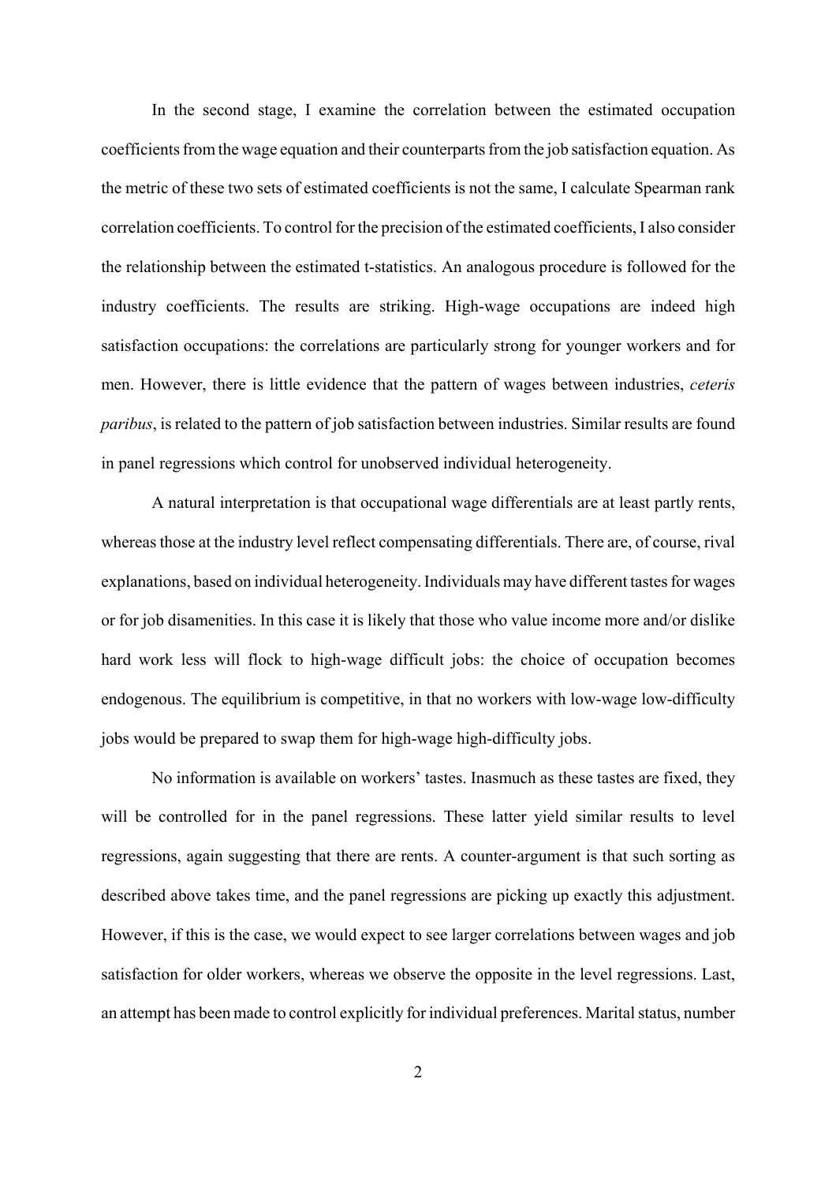In the second stage, I examine the correlation between the estimated occupation coefficients from the wage equation and their counterparts from the job satisfaction equation. As the metric of these two sets of estimated coefficients is not the same, I calculate Spearman rank correlation coefficients. To control for the precision of the estimated coefficients, I also consider the relationship between the estimated t-statistics. An analogous procedure is followed for the industry coefficients. The results are striking. High-wage occupations are indeed high satisfaction occupations: the correlations are particularly strong for younger workers and for men. However, there is little evidence that the pattern of wages between industries, *ceteris paribus*, is related to the pattern of job satisfaction between industries. Similar results are found in panel regressions which control for unobserved individual heterogeneity.

A natural interpretation is that occupational wage differentials are at least partly rents, whereas those at the industry level reflect compensating differentials. There are, of course, rival explanations, based on individual heterogeneity. Individuals may have different tastes for wages or for job disamenities. In this case it is likely that those who value income more and/or dislike hard work less will flock to high-wage difficult jobs: the choice of occupation becomes endogenous. The equilibrium is competitive, in that no workers with low-wage low-difficulty jobs would be prepared to swap them for high-wage high-difficulty jobs.

No information is available on workers' tastes. Inasmuch as these tastes are fixed, they will be controlled for in the panel regressions. These latter yield similar results to level regressions, again suggesting that there are rents. A counter-argument is that such sorting as described above takes time, and the panel regressions are picking up exactly this adjustment. However, if this is the case, we would expect to see larger correlations between wages and job satisfaction for older workers, whereas we observe the opposite in the level regressions. Last, an attempt has been made to control explicitly for individual preferences. Marital status, number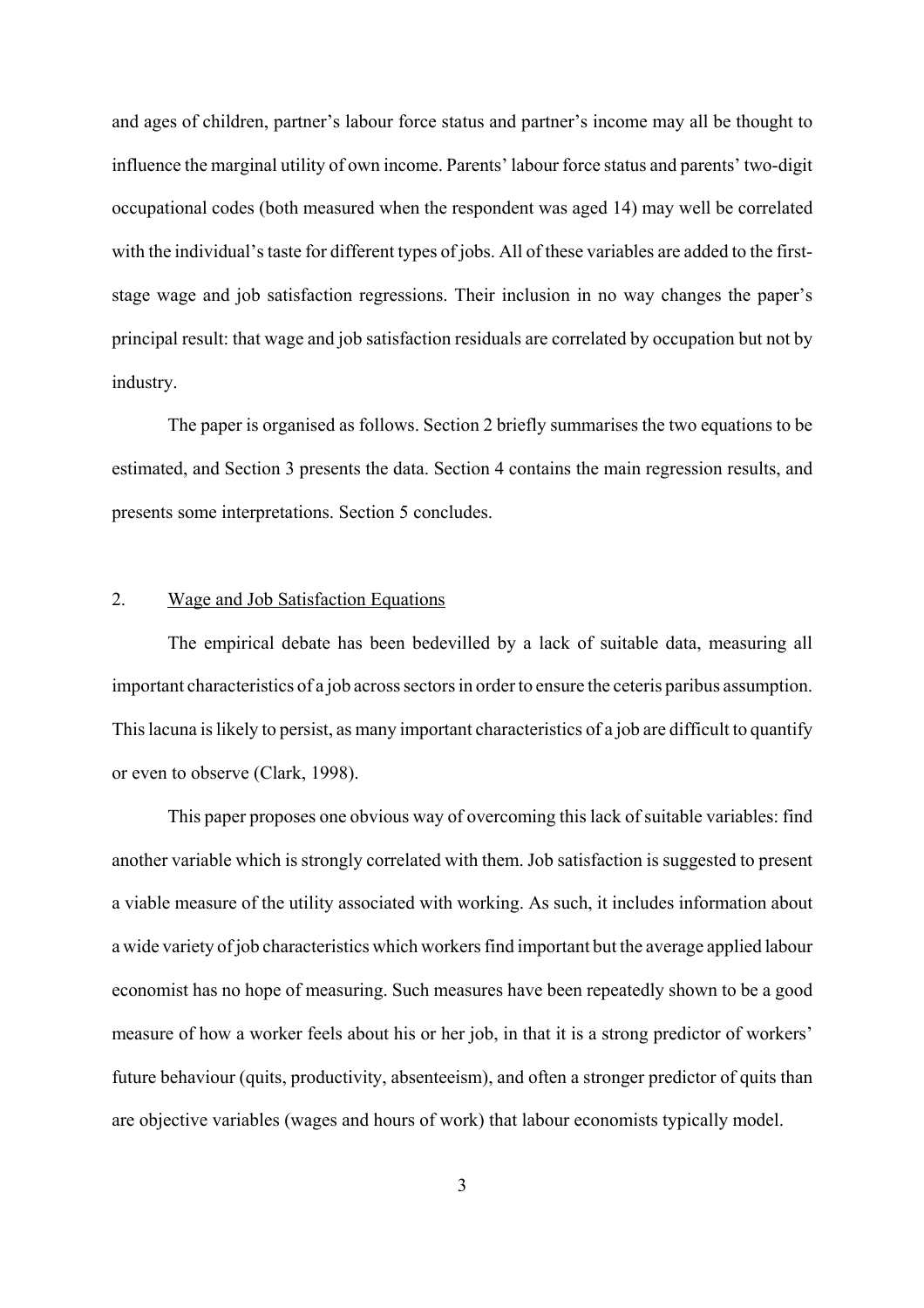and ages of children, partner's labour force status and partner's income may all be thought to influence the marginal utility of own income. Parents' labour force status and parents' two-digit occupational codes (both measured when the respondent was aged 14) may well be correlated with the individual's taste for different types of jobs. All of these variables are added to the first-stage wage and job satisfaction regressions. Their inclusion in no way changes the paper's principal result: that wage and job satisfaction residuals are correlated by occupation but not by industry.

The paper is organised as follows. Section 2 briefly summarises the two equations to be estimated, and Section 3 presents the data. Section 4 contains the main regression results, and presents some interpretations. Section 5 concludes.

## 2. Wage and Job Satisfaction Equations

The empirical debate has been bedevilled by a lack of suitable data, measuring all important characteristics of a job across sectors in order to ensure the ceteris paribus assumption. This lacuna is likely to persist, as many important characteristics of a job are difficult to quantify or even to observe (Clark, 1998).

This paper proposes one obvious way of overcoming this lack of suitable variables: find another variable which is strongly correlated with them. Job satisfaction is suggested to present a viable measure of the utility associated with working. As such, it includes information about a wide variety of job characteristics which workers find important but the average applied labour economist has no hope of measuring. Such measures have been repeatedly shown to be a good measure of how a worker feels about his or her job, in that it is a strong predictor of workers' future behaviour (quits, productivity, absenteeism), and often a stronger predictor of quits than are objective variables (wages and hours of work) that labour economists typically model.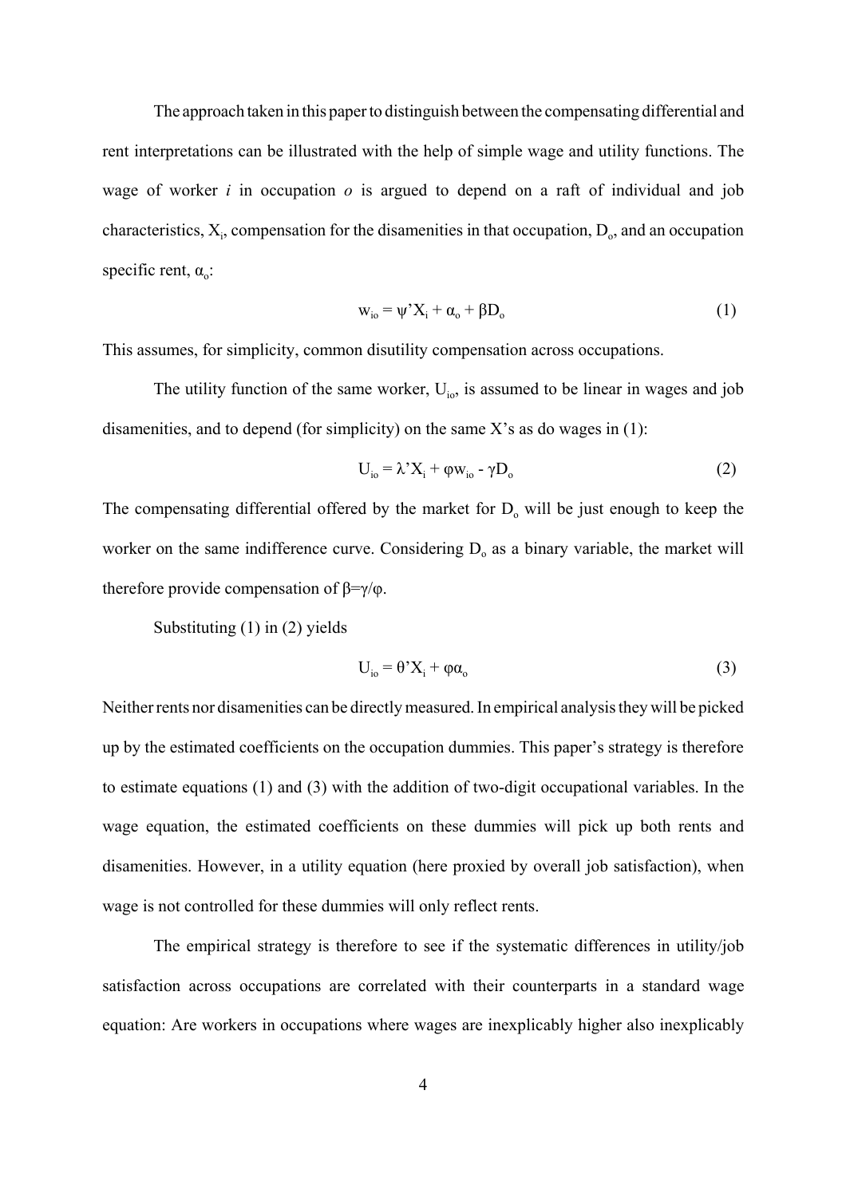The approach taken in this paper to distinguish between the compensating differential and rent interpretations can be illustrated with the help of simple wage and utility functions. The wage of worker *i* in occupation *o* is argued to depend on a raft of individual and job characteristics, $X_i$, compensation for the disamenities in that occupation, $D_o$, and an occupation specific rent, $\alpha_o$:

$$w_{io} = \psi' X_i + \alpha_o + \beta D_o \tag{1}$$

This assumes, for simplicity, common disutility compensation across occupations.

The utility function of the same worker, $U_{io}$, is assumed to be linear in wages and job disamenities, and to depend (for simplicity) on the same X's as do wages in (1):

$$U_{io} = \lambda' X_i + \varphi w_{io} - \gamma D_o \tag{2}$$

The compensating differential offered by the market for $D_o$ will be just enough to keep the worker on the same indifference curve. Considering $D_o$ as a binary variable, the market will therefore provide compensation of $\beta = \gamma / \varphi$.

Substituting (1) in (2) yields

$$U_{io} = \theta' X_i + \varphi \alpha_o \tag{3}$$

Neither rents nor disamenities can be directly measured. In empirical analysis they will be picked up by the estimated coefficients on the occupation dummies. This paper's strategy is therefore to estimate equations (1) and (3) with the addition of two-digit occupational variables. In the wage equation, the estimated coefficients on these dummies will pick up both rents and disamenities. However, in a utility equation (here proxied by overall job satisfaction), when wage is not controlled for these dummies will only reflect rents.

The empirical strategy is therefore to see if the systematic differences in utility/job satisfaction across occupations are correlated with their counterparts in a standard wage equation: Are workers in occupations where wages are inexplicably higher also inexplicably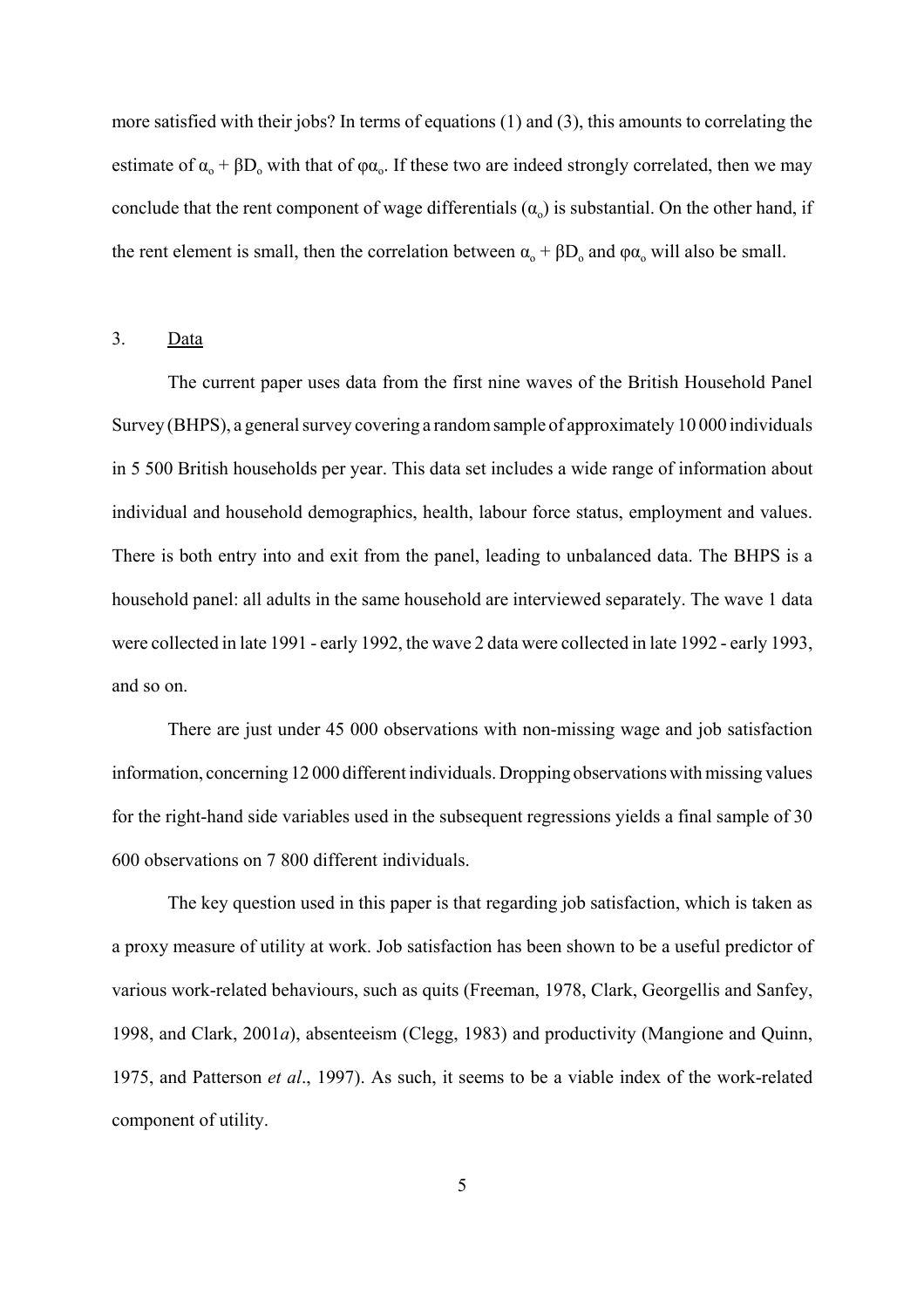more satisfied with their jobs? In terms of equations (1) and (3), this amounts to correlating the estimate of $\alpha_o + \beta D_o$ with that of $\varphi\alpha_o$. If these two are indeed strongly correlated, then we may conclude that the rent component of wage differentials ($\alpha_o$) is substantial. On the other hand, if the rent element is small, then the correlation between $\alpha_o + \beta D_o$ and $\varphi\alpha_o$ will also be small.

## 3. Data

The current paper uses data from the first nine waves of the British Household Panel Survey (BHPS), a general survey covering a random sample of approximately 10 000 individuals in 5 500 British households per year. This data set includes a wide range of information about individual and household demographics, health, labour force status, employment and values. There is both entry into and exit from the panel, leading to unbalanced data. The BHPS is a household panel: all adults in the same household are interviewed separately. The wave 1 data were collected in late 1991 - early 1992, the wave 2 data were collected in late 1992 - early 1993, and so on.

There are just under 45 000 observations with non-missing wage and job satisfaction information, concerning 12 000 different individuals. Dropping observations with missing values for the right-hand side variables used in the subsequent regressions yields a final sample of 30 600 observations on 7 800 different individuals.

The key question used in this paper is that regarding job satisfaction, which is taken as a proxy measure of utility at work. Job satisfaction has been shown to be a useful predictor of various work-related behaviours, such as quits (Freeman, 1978, Clark, Georgellis and Sanfey, 1998, and Clark, 2001*a*), absenteeism (Clegg, 1983) and productivity (Mangione and Quinn, 1975, and Patterson *et al*., 1997). As such, it seems to be a viable index of the work-related component of utility.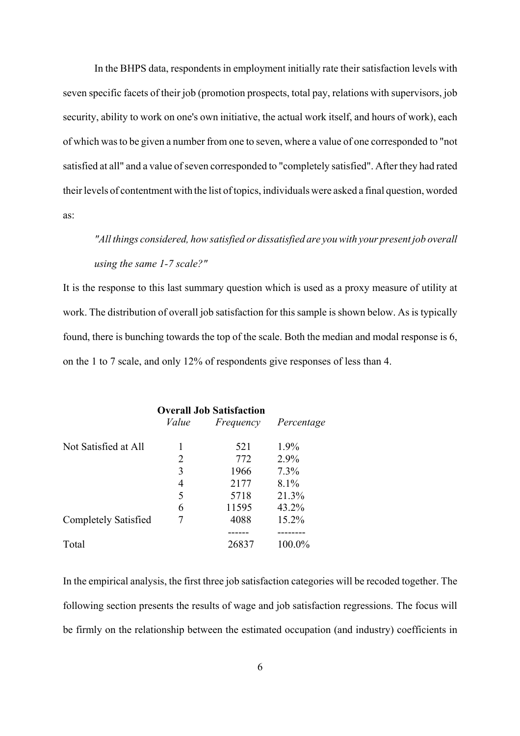In the BHPS data, respondents in employment initially rate their satisfaction levels with seven specific facets of their job (promotion prospects, total pay, relations with supervisors, job security, ability to work on one's own initiative, the actual work itself, and hours of work), each of which was to be given a number from one to seven, where a value of one corresponded to "not satisfied at all" and a value of seven corresponded to "completely satisfied". After they had rated their levels of contentment with the list of topics, individuals were asked a final question, worded as:

> *"All things considered, how satisfied or dissatisfied are you with your present job overall using the same 1-7 scale?"*

It is the response to this last summary question which is used as a proxy measure of utility at work. The distribution of overall job satisfaction for this sample is shown below. As is typically found, there is bunching towards the top of the scale. Both the median and modal response is 6, on the 1 to 7 scale, and only 12% of respondents give responses of less than 4.

**Overall Job Satisfaction**

| | *Value* | *Frequency* | *Percentage* |
|---|---|---|---|
| Not Satisfied at All | 1 | 521 | 1.9% |
| | 2 | 772 | 2.9% |
| | 3 | 1966 | 7.3% |
| | 4 | 2177 | 8.1% |
| | 5 | 5718 | 21.3% |
| | 6 | 11595 | 43.2% |
| Completely Satisfied | 7 | 4088 | 15.2% |
| Total | | 26837 | 100.0% |

In the empirical analysis, the first three job satisfaction categories will be recoded together. The following section presents the results of wage and job satisfaction regressions. The focus will be firmly on the relationship between the estimated occupation (and industry) coefficients in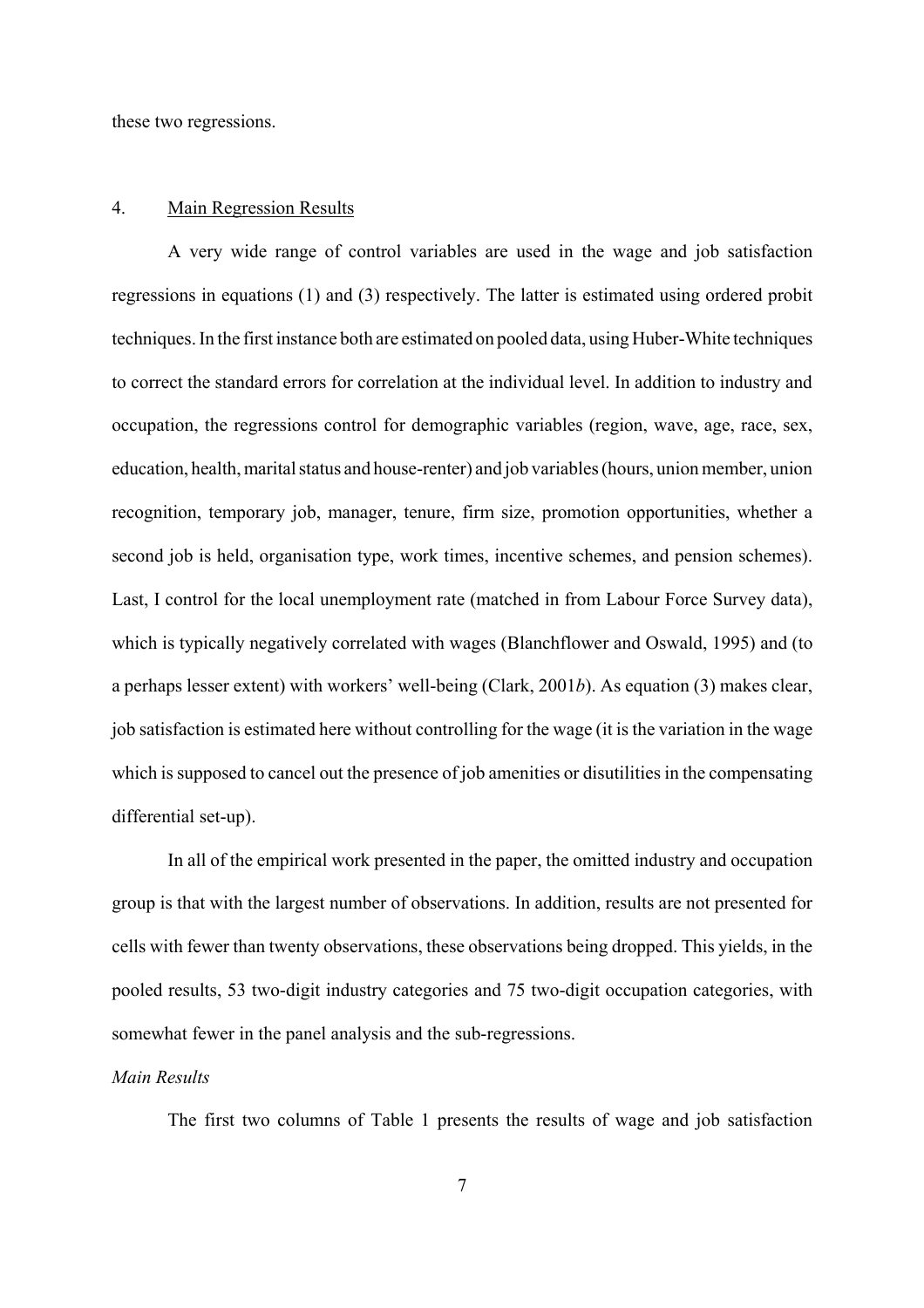these two regressions.

## 4. Main Regression Results

A very wide range of control variables are used in the wage and job satisfaction regressions in equations (1) and (3) respectively. The latter is estimated using ordered probit techniques. In the first instance both are estimated on pooled data, using Huber-White techniques to correct the standard errors for correlation at the individual level. In addition to industry and occupation, the regressions control for demographic variables (region, wave, age, race, sex, education, health, marital status and house-renter) and job variables (hours, union member, union recognition, temporary job, manager, tenure, firm size, promotion opportunities, whether a second job is held, organisation type, work times, incentive schemes, and pension schemes). Last, I control for the local unemployment rate (matched in from Labour Force Survey data), which is typically negatively correlated with wages (Blanchflower and Oswald, 1995) and (to a perhaps lesser extent) with workers' well-being (Clark, 2001*b*). As equation (3) makes clear, job satisfaction is estimated here without controlling for the wage (it is the variation in the wage which is supposed to cancel out the presence of job amenities or disutilities in the compensating differential set-up).

In all of the empirical work presented in the paper, the omitted industry and occupation group is that with the largest number of observations. In addition, results are not presented for cells with fewer than twenty observations, these observations being dropped. This yields, in the pooled results, 53 two-digit industry categories and 75 two-digit occupation categories, with somewhat fewer in the panel analysis and the sub-regressions.

*Main Results*

The first two columns of Table 1 presents the results of wage and job satisfaction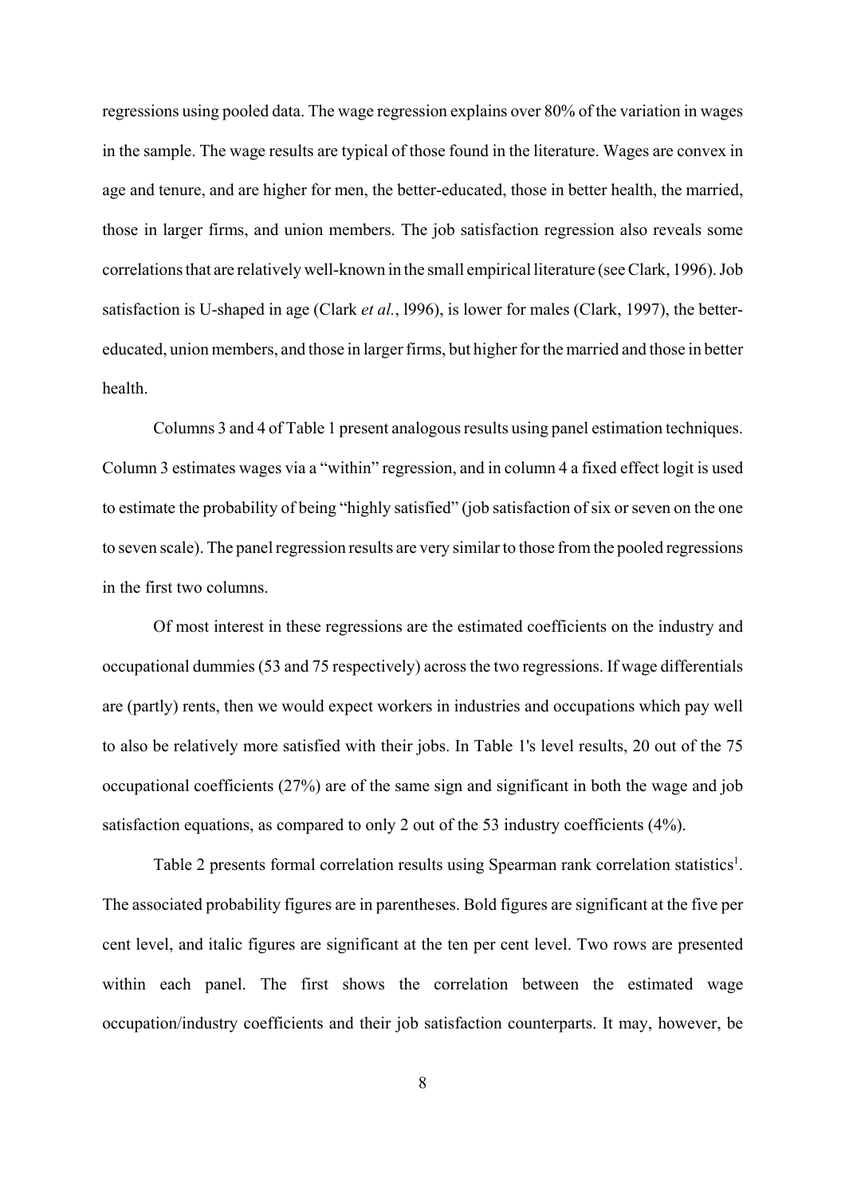regressions using pooled data. The wage regression explains over 80% of the variation in wages in the sample. The wage results are typical of those found in the literature. Wages are convex in age and tenure, and are higher for men, the better-educated, those in better health, the married, those in larger firms, and union members. The job satisfaction regression also reveals some correlations that are relatively well-known in the small empirical literature (see Clark, 1996). Job satisfaction is U-shaped in age (Clark *et al.*, l996), is lower for males (Clark, 1997), the better-educated, union members, and those in larger firms, but higher for the married and those in better health.

Columns 3 and 4 of Table 1 present analogous results using panel estimation techniques. Column 3 estimates wages via a "within" regression, and in column 4 a fixed effect logit is used to estimate the probability of being "highly satisfied" (job satisfaction of six or seven on the one to seven scale). The panel regression results are very similar to those from the pooled regressions in the first two columns.

Of most interest in these regressions are the estimated coefficients on the industry and occupational dummies (53 and 75 respectively) across the two regressions. If wage differentials are (partly) rents, then we would expect workers in industries and occupations which pay well to also be relatively more satisfied with their jobs. In Table 1's level results, 20 out of the 75 occupational coefficients (27%) are of the same sign and significant in both the wage and job satisfaction equations, as compared to only 2 out of the 53 industry coefficients (4%).

Table 2 presents formal correlation results using Spearman rank correlation statistics[1]. The associated probability figures are in parentheses. Bold figures are significant at the five per cent level, and italic figures are significant at the ten per cent level. Two rows are presented within each panel. The first shows the correlation between the estimated wage occupation/industry coefficients and their job satisfaction counterparts. It may, however, be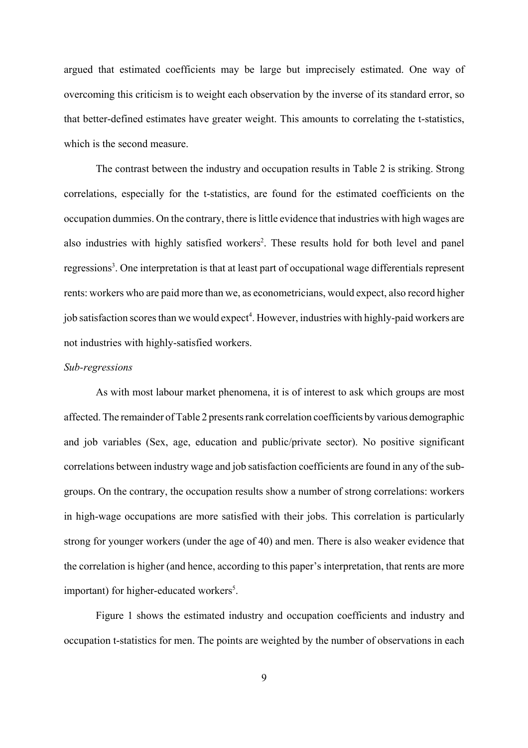argued that estimated coefficients may be large but imprecisely estimated. One way of overcoming this criticism is to weight each observation by the inverse of its standard error, so that better-defined estimates have greater weight. This amounts to correlating the t-statistics, which is the second measure.

The contrast between the industry and occupation results in Table 2 is striking. Strong correlations, especially for the t-statistics, are found for the estimated coefficients on the occupation dummies. On the contrary, there is little evidence that industries with high wages are also industries with highly satisfied workers[2]. These results hold for both level and panel regressions[3]. One interpretation is that at least part of occupational wage differentials represent rents: workers who are paid more than we, as econometricians, would expect, also record higher job satisfaction scores than we would expect[4]. However, industries with highly-paid workers are not industries with highly-satisfied workers.

*Sub-regressions*

As with most labour market phenomena, it is of interest to ask which groups are most affected. The remainder of Table 2 presents rank correlation coefficients by various demographic and job variables (Sex, age, education and public/private sector). No positive significant correlations between industry wage and job satisfaction coefficients are found in any of the sub-groups. On the contrary, the occupation results show a number of strong correlations: workers in high-wage occupations are more satisfied with their jobs. This correlation is particularly strong for younger workers (under the age of 40) and men. There is also weaker evidence that the correlation is higher (and hence, according to this paper's interpretation, that rents are more important) for higher-educated workers[5].

Figure 1 shows the estimated industry and occupation coefficients and industry and occupation t-statistics for men. The points are weighted by the number of observations in each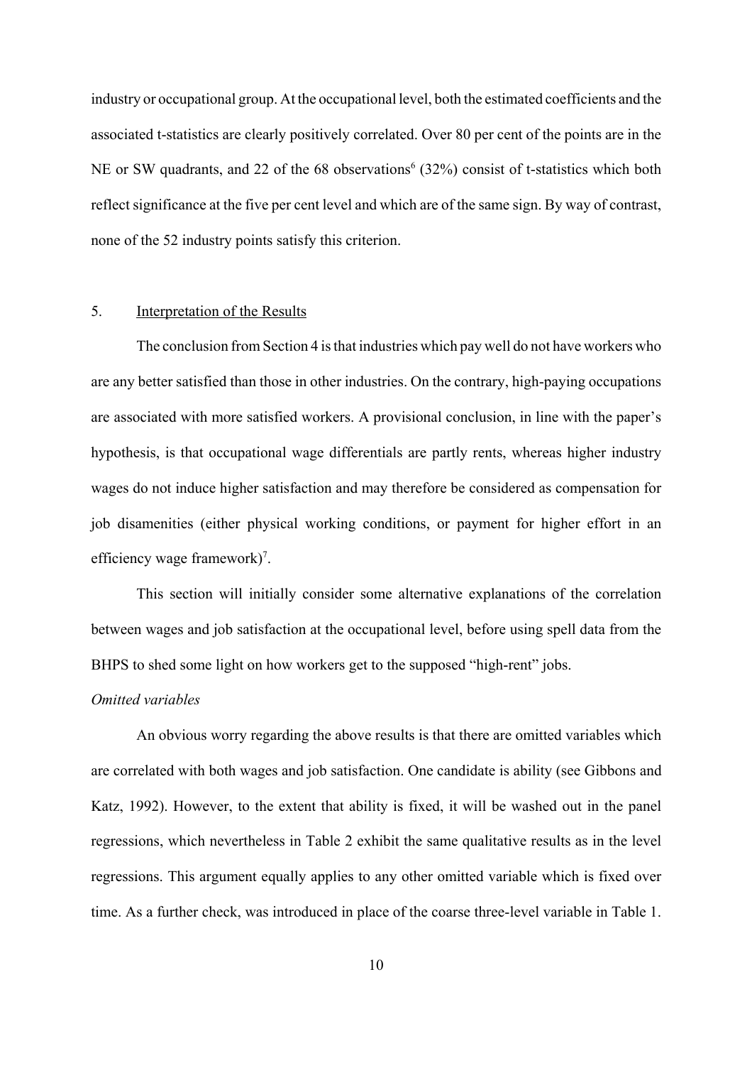industry or occupational group. At the occupational level, both the estimated coefficients and the associated t-statistics are clearly positively correlated. Over 80 per cent of the points are in the NE or SW quadrants, and 22 of the 68 observations[6] (32%) consist of t-statistics which both reflect significance at the five per cent level and which are of the same sign. By way of contrast, none of the 52 industry points satisfy this criterion.

## 5. Interpretation of the Results

The conclusion from Section 4 is that industries which pay well do not have workers who are any better satisfied than those in other industries. On the contrary, high-paying occupations are associated with more satisfied workers. A provisional conclusion, in line with the paper's hypothesis, is that occupational wage differentials are partly rents, whereas higher industry wages do not induce higher satisfaction and may therefore be considered as compensation for job disamenities (either physical working conditions, or payment for higher effort in an efficiency wage framework)[7].

This section will initially consider some alternative explanations of the correlation between wages and job satisfaction at the occupational level, before using spell data from the BHPS to shed some light on how workers get to the supposed "high-rent" jobs.

*Omitted variables*

An obvious worry regarding the above results is that there are omitted variables which are correlated with both wages and job satisfaction. One candidate is ability (see Gibbons and Katz, 1992). However, to the extent that ability is fixed, it will be washed out in the panel regressions, which nevertheless in Table 2 exhibit the same qualitative results as in the level regressions. This argument equally applies to any other omitted variable which is fixed over time. As a further check, was introduced in place of the coarse three-level variable in Table 1.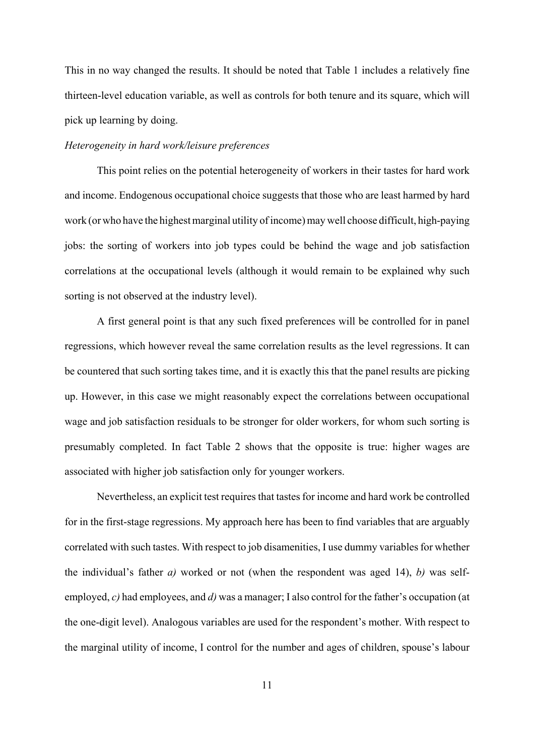This in no way changed the results. It should be noted that Table 1 includes a relatively fine thirteen-level education variable, as well as controls for both tenure and its square, which will pick up learning by doing.

*Heterogeneity in hard work/leisure preferences*

This point relies on the potential heterogeneity of workers in their tastes for hard work and income. Endogenous occupational choice suggests that those who are least harmed by hard work (or who have the highest marginal utility of income) may well choose difficult, high-paying jobs: the sorting of workers into job types could be behind the wage and job satisfaction correlations at the occupational levels (although it would remain to be explained why such sorting is not observed at the industry level).

A first general point is that any such fixed preferences will be controlled for in panel regressions, which however reveal the same correlation results as the level regressions. It can be countered that such sorting takes time, and it is exactly this that the panel results are picking up. However, in this case we might reasonably expect the correlations between occupational wage and job satisfaction residuals to be stronger for older workers, for whom such sorting is presumably completed. In fact Table 2 shows that the opposite is true: higher wages are associated with higher job satisfaction only for younger workers.

Nevertheless, an explicit test requires that tastes for income and hard work be controlled for in the first-stage regressions. My approach here has been to find variables that are arguably correlated with such tastes. With respect to job disamenities, I use dummy variables for whether the individual's father *a)* worked or not (when the respondent was aged 14), *b)* was self-employed, *c)* had employees, and *d)* was a manager; I also control for the father's occupation (at the one-digit level). Analogous variables are used for the respondent's mother. With respect to the marginal utility of income, I control for the number and ages of children, spouse's labour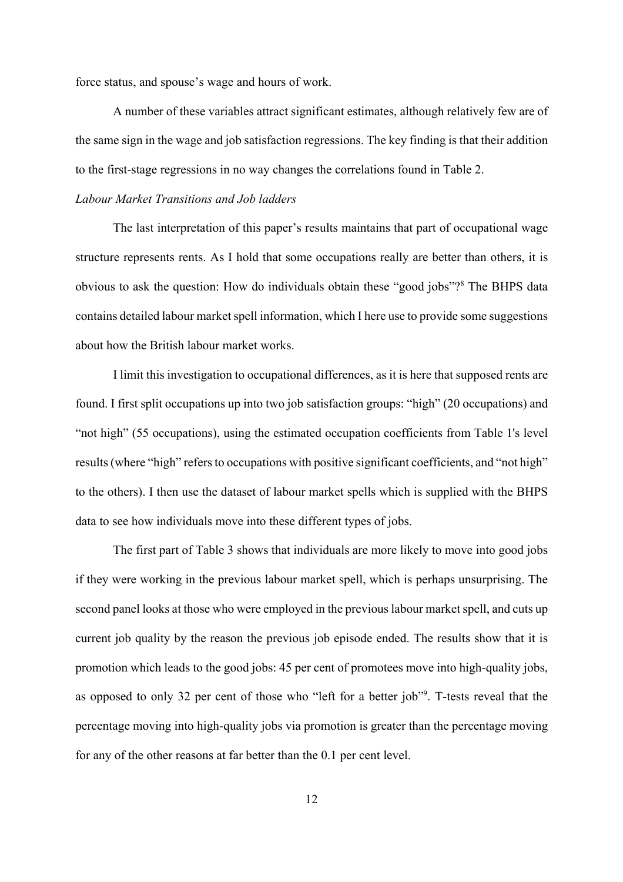force status, and spouse's wage and hours of work.

A number of these variables attract significant estimates, although relatively few are of the same sign in the wage and job satisfaction regressions. The key finding is that their addition to the first-stage regressions in no way changes the correlations found in Table 2.

*Labour Market Transitions and Job ladders*

The last interpretation of this paper's results maintains that part of occupational wage structure represents rents. As I hold that some occupations really are better than others, it is obvious to ask the question: How do individuals obtain these "good jobs"?[8] The BHPS data contains detailed labour market spell information, which I here use to provide some suggestions about how the British labour market works.

I limit this investigation to occupational differences, as it is here that supposed rents are found. I first split occupations up into two job satisfaction groups: "high" (20 occupations) and "not high" (55 occupations), using the estimated occupation coefficients from Table 1's level results (where "high" refers to occupations with positive significant coefficients, and "not high" to the others). I then use the dataset of labour market spells which is supplied with the BHPS data to see how individuals move into these different types of jobs.

The first part of Table 3 shows that individuals are more likely to move into good jobs if they were working in the previous labour market spell, which is perhaps unsurprising. The second panel looks at those who were employed in the previous labour market spell, and cuts up current job quality by the reason the previous job episode ended. The results show that it is promotion which leads to the good jobs: 45 per cent of promotees move into high-quality jobs, as opposed to only 32 per cent of those who "left for a better job"[9]. T-tests reveal that the percentage moving into high-quality jobs via promotion is greater than the percentage moving for any of the other reasons at far better than the 0.1 per cent level.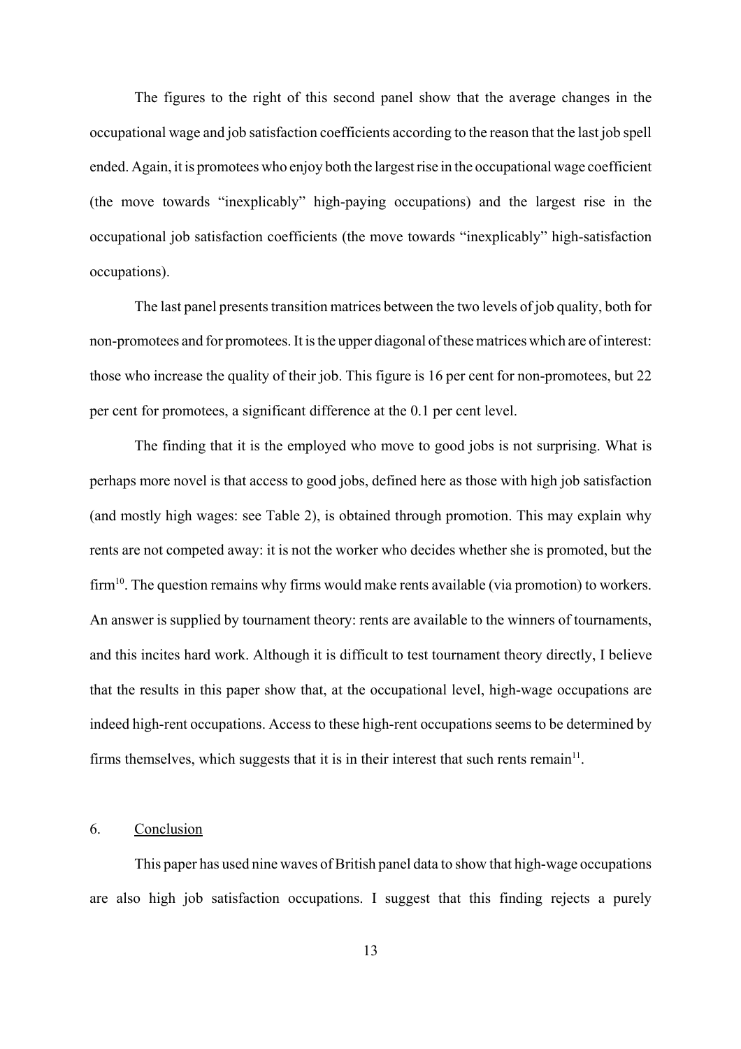The figures to the right of this second panel show that the average changes in the occupational wage and job satisfaction coefficients according to the reason that the last job spell ended. Again, it is promotees who enjoy both the largest rise in the occupational wage coefficient (the move towards "inexplicably" high-paying occupations) and the largest rise in the occupational job satisfaction coefficients (the move towards "inexplicably" high-satisfaction occupations).

The last panel presents transition matrices between the two levels of job quality, both for non-promotees and for promotees. It is the upper diagonal of these matrices which are of interest: those who increase the quality of their job. This figure is 16 per cent for non-promotees, but 22 per cent for promotees, a significant difference at the 0.1 per cent level.

The finding that it is the employed who move to good jobs is not surprising. What is perhaps more novel is that access to good jobs, defined here as those with high job satisfaction (and mostly high wages: see Table 2), is obtained through promotion. This may explain why rents are not competed away: it is not the worker who decides whether she is promoted, but the firm[10]. The question remains why firms would make rents available (via promotion) to workers. An answer is supplied by tournament theory: rents are available to the winners of tournaments, and this incites hard work. Although it is difficult to test tournament theory directly, I believe that the results in this paper show that, at the occupational level, high-wage occupations are indeed high-rent occupations. Access to these high-rent occupations seems to be determined by firms themselves, which suggests that it is in their interest that such rents remain[11].

## 6. Conclusion

This paper has used nine waves of British panel data to show that high-wage occupations are also high job satisfaction occupations. I suggest that this finding rejects a purely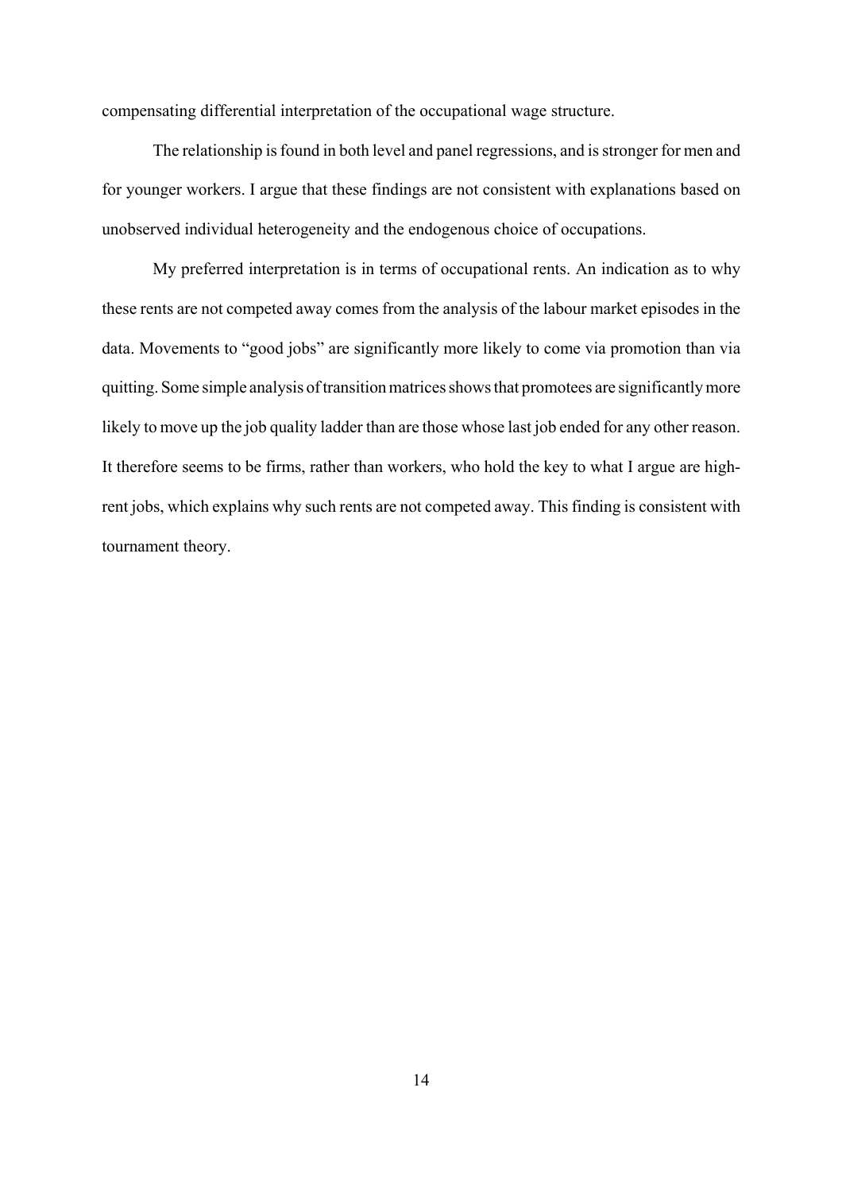compensating differential interpretation of the occupational wage structure.

The relationship is found in both level and panel regressions, and is stronger for men and for younger workers. I argue that these findings are not consistent with explanations based on unobserved individual heterogeneity and the endogenous choice of occupations.

My preferred interpretation is in terms of occupational rents. An indication as to why these rents are not competed away comes from the analysis of the labour market episodes in the data. Movements to "good jobs" are significantly more likely to come via promotion than via quitting. Some simple analysis of transition matrices shows that promotees are significantly more likely to move up the job quality ladder than are those whose last job ended for any other reason. It therefore seems to be firms, rather than workers, who hold the key to what I argue are high-rent jobs, which explains why such rents are not competed away. This finding is consistent with tournament theory.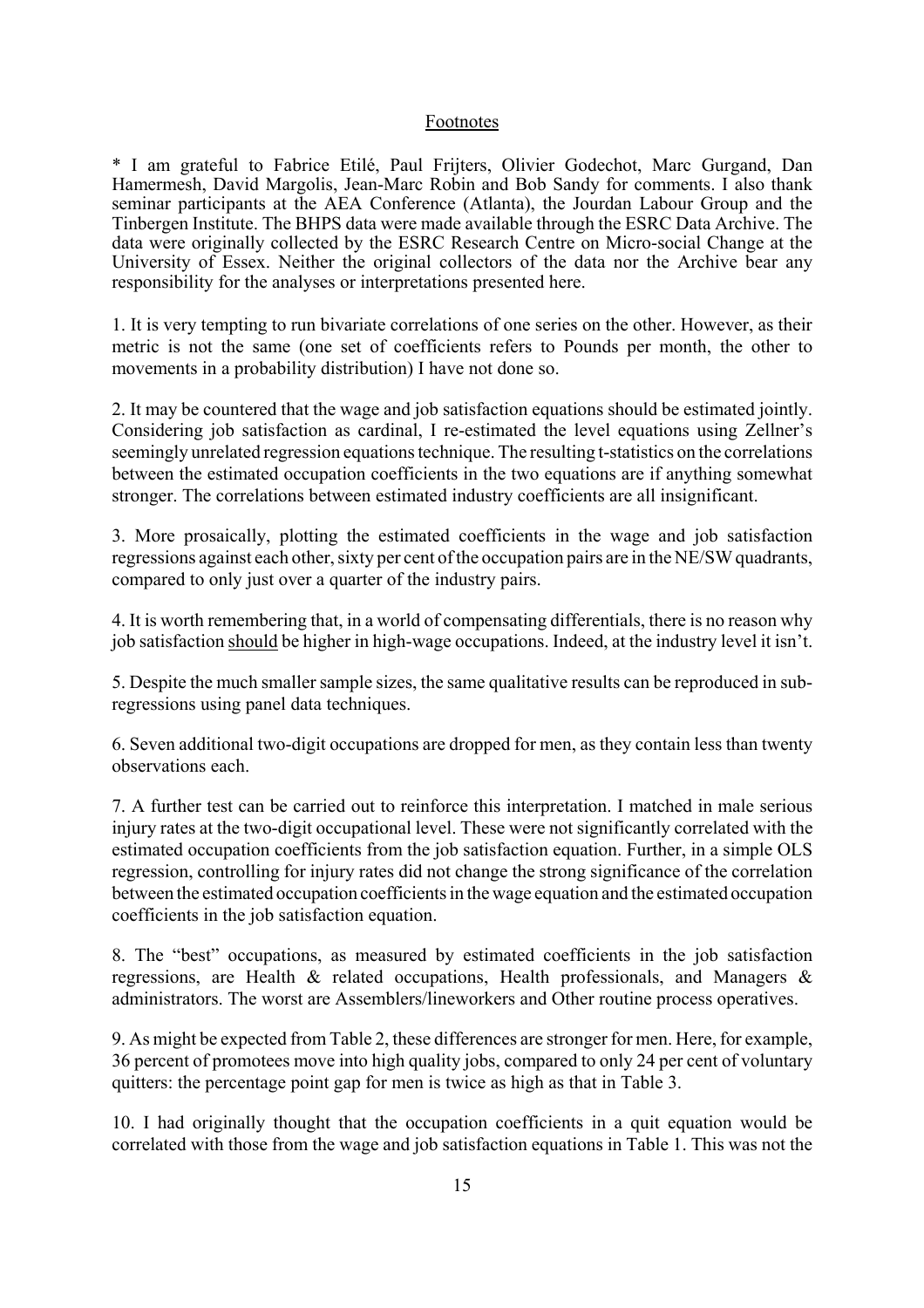## Footnotes

\* I am grateful to Fabrice Etilé, Paul Frijters, Olivier Godechot, Marc Gurgand, Dan Hamermesh, David Margolis, Jean-Marc Robin and Bob Sandy for comments. I also thank seminar participants at the AEA Conference (Atlanta), the Jourdan Labour Group and the Tinbergen Institute. The BHPS data were made available through the ESRC Data Archive. The data were originally collected by the ESRC Research Centre on Micro-social Change at the University of Essex. Neither the original collectors of the data nor the Archive bear any responsibility for the analyses or interpretations presented here.

1. It is very tempting to run bivariate correlations of one series on the other. However, as their metric is not the same (one set of coefficients refers to Pounds per month, the other to movements in a probability distribution) I have not done so.

2. It may be countered that the wage and job satisfaction equations should be estimated jointly. Considering job satisfaction as cardinal, I re-estimated the level equations using Zellner's seemingly unrelated regression equations technique. The resulting t-statistics on the correlations between the estimated occupation coefficients in the two equations are if anything somewhat stronger. The correlations between estimated industry coefficients are all insignificant.

3. More prosaically, plotting the estimated coefficients in the wage and job satisfaction regressions against each other, sixty per cent of the occupation pairs are in the NE/SW quadrants, compared to only just over a quarter of the industry pairs.

4. It is worth remembering that, in a world of compensating differentials, there is no reason why job satisfaction <u>should</u> be higher in high-wage occupations. Indeed, at the industry level it isn't.

5. Despite the much smaller sample sizes, the same qualitative results can be reproduced in sub-regressions using panel data techniques.

6. Seven additional two-digit occupations are dropped for men, as they contain less than twenty observations each.

7. A further test can be carried out to reinforce this interpretation. I matched in male serious injury rates at the two-digit occupational level. These were not significantly correlated with the estimated occupation coefficients from the job satisfaction equation. Further, in a simple OLS regression, controlling for injury rates did not change the strong significance of the correlation between the estimated occupation coefficients in the wage equation and the estimated occupation coefficients in the job satisfaction equation.

8. The "best" occupations, as measured by estimated coefficients in the job satisfaction regressions, are Health & related occupations, Health professionals, and Managers & administrators. The worst are Assemblers/lineworkers and Other routine process operatives.

9. As might be expected from Table 2, these differences are stronger for men. Here, for example, 36 percent of promotees move into high quality jobs, compared to only 24 per cent of voluntary quitters: the percentage point gap for men is twice as high as that in Table 3.

10. I had originally thought that the occupation coefficients in a quit equation would be correlated with those from the wage and job satisfaction equations in Table 1. This was not the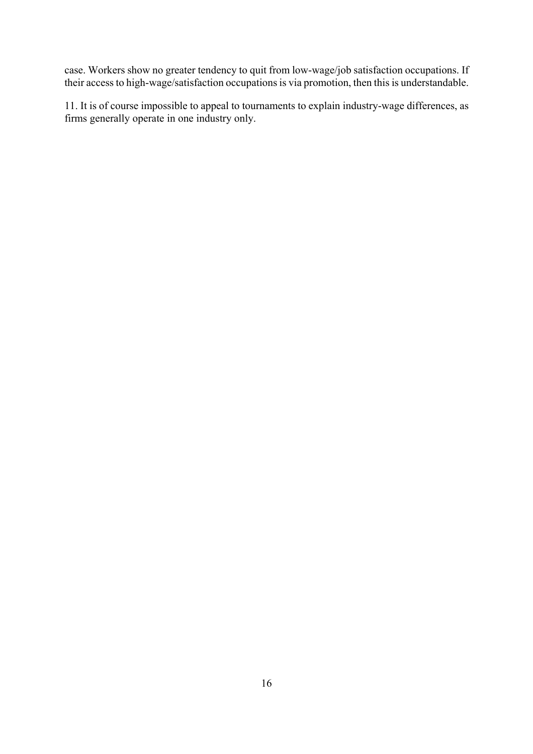case. Workers show no greater tendency to quit from low-wage/job satisfaction occupations. If their access to high-wage/satisfaction occupations is via promotion, then this is understandable.

11. It is of course impossible to appeal to tournaments to explain industry-wage differences, as firms generally operate in one industry only.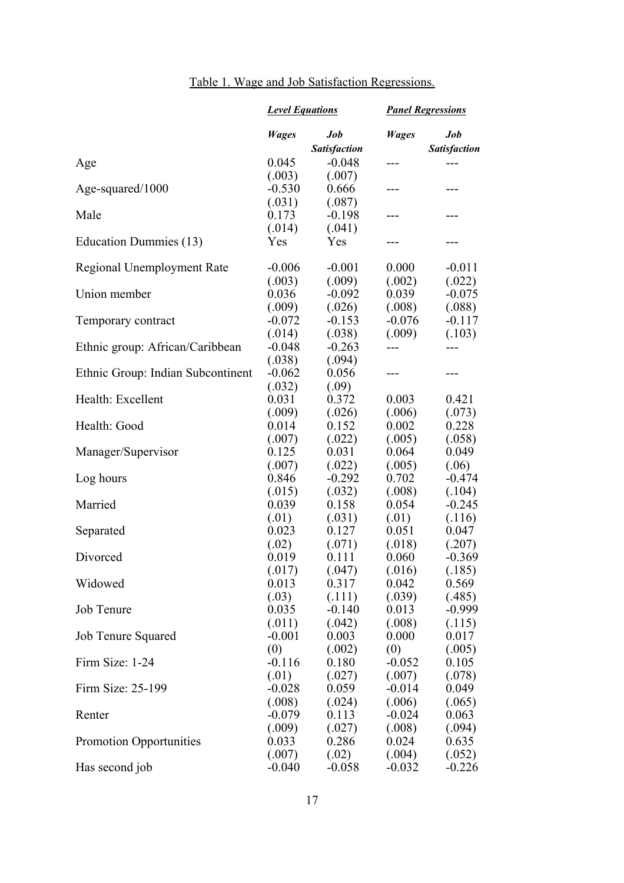Table 1. Wage and Job Satisfaction Regressions.

| | ***Level Equations*** | | ***Panel Regressions*** | |
|---|---|---|---|---|
| | ***Wages*** | ***Job Satisfaction*** | ***Wages*** | ***Job Satisfaction*** |
| Age | 0.045 | -0.048 | --- | --- |
| | (.003) | (.007) | | |
| Age-squared/1000 | -0.530 | 0.666 | --- | --- |
| | (.031) | (.087) | | |
| Male | 0.173 | -0.198 | --- | --- |
| | (.014) | (.041) | | |
| Education Dummies (13) | Yes | Yes | --- | --- |
| Regional Unemployment Rate | -0.006 | -0.001 | 0.000 | -0.011 |
| | (.003) | (.009) | (.002) | (.022) |
| Union member | 0.036 | -0.092 | 0.039 | -0.075 |
| | (.009) | (.026) | (.008) | (.088) |
| Temporary contract | -0.072 | -0.153 | -0.076 | -0.117 |
| | (.014) | (.038) | (.009) | (.103) |
| Ethnic group: African/Caribbean | -0.048 | -0.263 | --- | --- |
| | (.038) | (.094) | | |
| Ethnic Group: Indian Subcontinent | -0.062 | 0.056 | --- | --- |
| | (.032) | (.09) | | |
| Health: Excellent | 0.031 | 0.372 | 0.003 | 0.421 |
| | (.009) | (.026) | (.006) | (.073) |
| Health: Good | 0.014 | 0.152 | 0.002 | 0.228 |
| | (.007) | (.022) | (.005) | (.058) |
| Manager/Supervisor | 0.125 | 0.031 | 0.064 | 0.049 |
| | (.007) | (.022) | (.005) | (.06) |
| Log hours | 0.846 | -0.292 | 0.702 | -0.474 |
| | (.015) | (.032) | (.008) | (.104) |
| Married | 0.039 | 0.158 | 0.054 | -0.245 |
| | (.01) | (.031) | (.01) | (.116) |
| Separated | 0.023 | 0.127 | 0.051 | 0.047 |
| | (.02) | (.071) | (.018) | (.207) |
| Divorced | 0.019 | 0.111 | 0.060 | -0.369 |
| | (.017) | (.047) | (.016) | (.185) |
| Widowed | 0.013 | 0.317 | 0.042 | 0.569 |
| | (.03) | (.111) | (.039) | (.485) |
| Job Tenure | 0.035 | -0.140 | 0.013 | -0.999 |
| | (.011) | (.042) | (.008) | (.115) |
| Job Tenure Squared | -0.001 | 0.003 | 0.000 | 0.017 |
| | (0) | (.002) | (0) | (.005) |
| Firm Size: 1-24 | -0.116 | 0.180 | -0.052 | 0.105 |
| | (.01) | (.027) | (.007) | (.078) |
| Firm Size: 25-199 | -0.028 | 0.059 | -0.014 | 0.049 |
| | (.008) | (.024) | (.006) | (.065) |
| Renter | -0.079 | 0.113 | -0.024 | 0.063 |
| | (.009) | (.027) | (.008) | (.094) |
| Promotion Opportunities | 0.033 | 0.286 | 0.024 | 0.635 |
| | (.007) | (.02) | (.004) | (.052) |
| Has second job | -0.040 | -0.058 | -0.032 | -0.226 |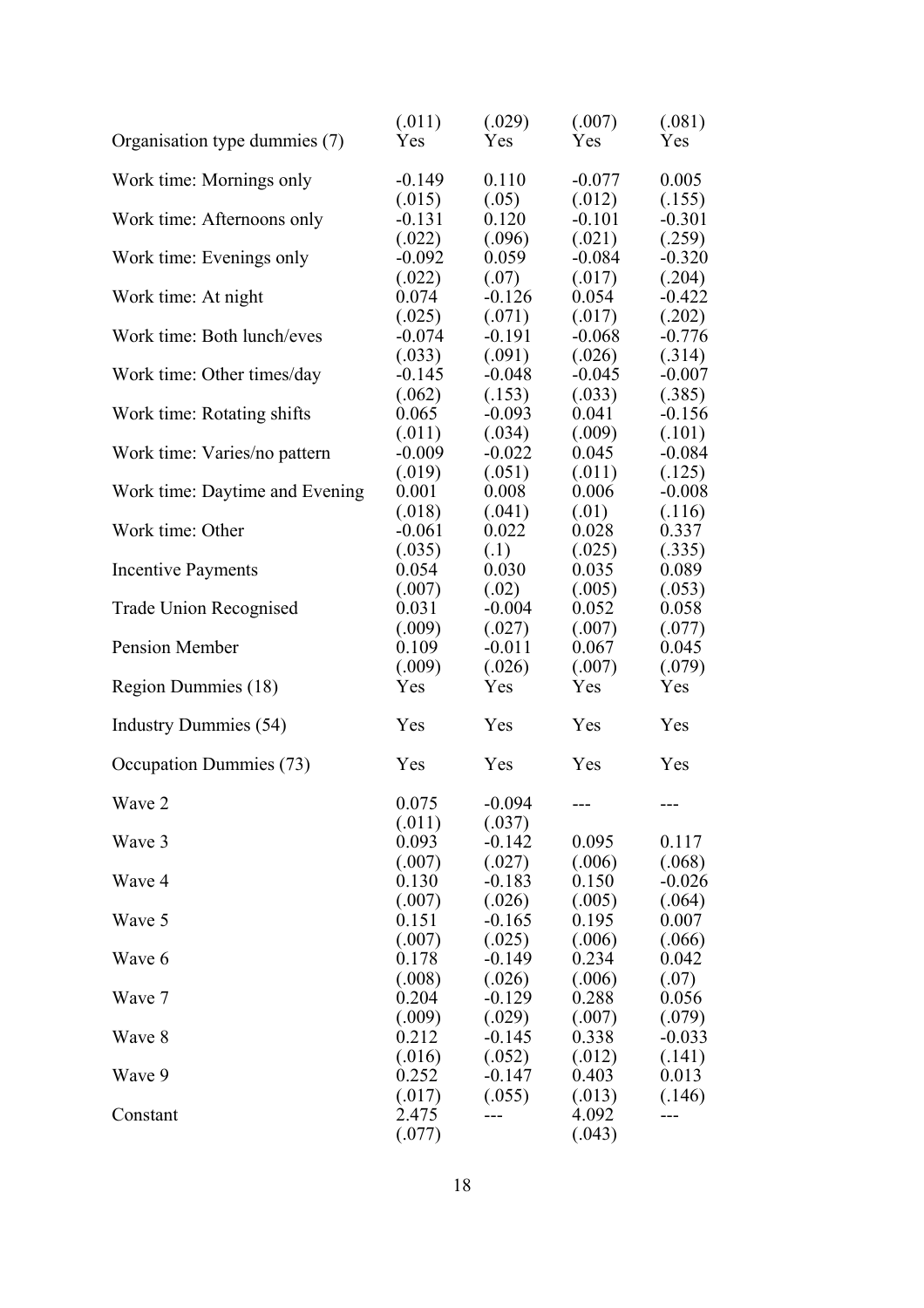| | | | | |
|---|---|---|---|---|
| | (.011) | (.029) | (.007) | (.081) |
| Organisation type dummies (7) | Yes | Yes | Yes | Yes |
| Work time: Mornings only | -0.149 | 0.110 | -0.077 | 0.005 |
| | (.015) | (.05) | (.012) | (.155) |
| Work time: Afternoons only | -0.131 | 0.120 | -0.101 | -0.301 |
| | (.022) | (.096) | (.021) | (.259) |
| Work time: Evenings only | -0.092 | 0.059 | -0.084 | -0.320 |
| | (.022) | (.07) | (.017) | (.204) |
| Work time: At night | 0.074 | -0.126 | 0.054 | -0.422 |
| | (.025) | (.071) | (.017) | (.202) |
| Work time: Both lunch/eves | -0.074 | -0.191 | -0.068 | -0.776 |
| | (.033) | (.091) | (.026) | (.314) |
| Work time: Other times/day | -0.145 | -0.048 | -0.045 | -0.007 |
| | (.062) | (.153) | (.033) | (.385) |
| Work time: Rotating shifts | 0.065 | -0.093 | 0.041 | -0.156 |
| | (.011) | (.034) | (.009) | (.101) |
| Work time: Varies/no pattern | -0.009 | -0.022 | 0.045 | -0.084 |
| | (.019) | (.051) | (.011) | (.125) |
| Work time: Daytime and Evening | 0.001 | 0.008 | 0.006 | -0.008 |
| | (.018) | (.041) | (.01) | (.116) |
| Work time: Other | -0.061 | 0.022 | 0.028 | 0.337 |
| | (.035) | (.1) | (.025) | (.335) |
| Incentive Payments | 0.054 | 0.030 | 0.035 | 0.089 |
| | (.007) | (.02) | (.005) | (.053) |
| Trade Union Recognised | 0.031 | -0.004 | 0.052 | 0.058 |
| | (.009) | (.027) | (.007) | (.077) |
| Pension Member | 0.109 | -0.011 | 0.067 | 0.045 |
| | (.009) | (.026) | (.007) | (.079) |
| Region Dummies (18) | Yes | Yes | Yes | Yes |
| Industry Dummies (54) | Yes | Yes | Yes | Yes |
| Occupation Dummies (73) | Yes | Yes | Yes | Yes |
| Wave 2 | 0.075 | -0.094 | --- | --- |
| | (.011) | (.037) | | |
| Wave 3 | 0.093 | -0.142 | 0.095 | 0.117 |
| | (.007) | (.027) | (.006) | (.068) |
| Wave 4 | 0.130 | -0.183 | 0.150 | -0.026 |
| | (.007) | (.026) | (.005) | (.064) |
| Wave 5 | 0.151 | -0.165 | 0.195 | 0.007 |
| | (.007) | (.025) | (.006) | (.066) |
| Wave 6 | 0.178 | -0.149 | 0.234 | 0.042 |
| | (.008) | (.026) | (.006) | (.07) |
| Wave 7 | 0.204 | -0.129 | 0.288 | 0.056 |
| | (.009) | (.029) | (.007) | (.079) |
| Wave 8 | 0.212 | -0.145 | 0.338 | -0.033 |
| | (.016) | (.052) | (.012) | (.141) |
| Wave 9 | 0.252 | -0.147 | 0.403 | 0.013 |
| | (.017) | (.055) | (.013) | (.146) |
| Constant | 2.475 | --- | 4.092 | --- |
| | (.077) | | (.043) | |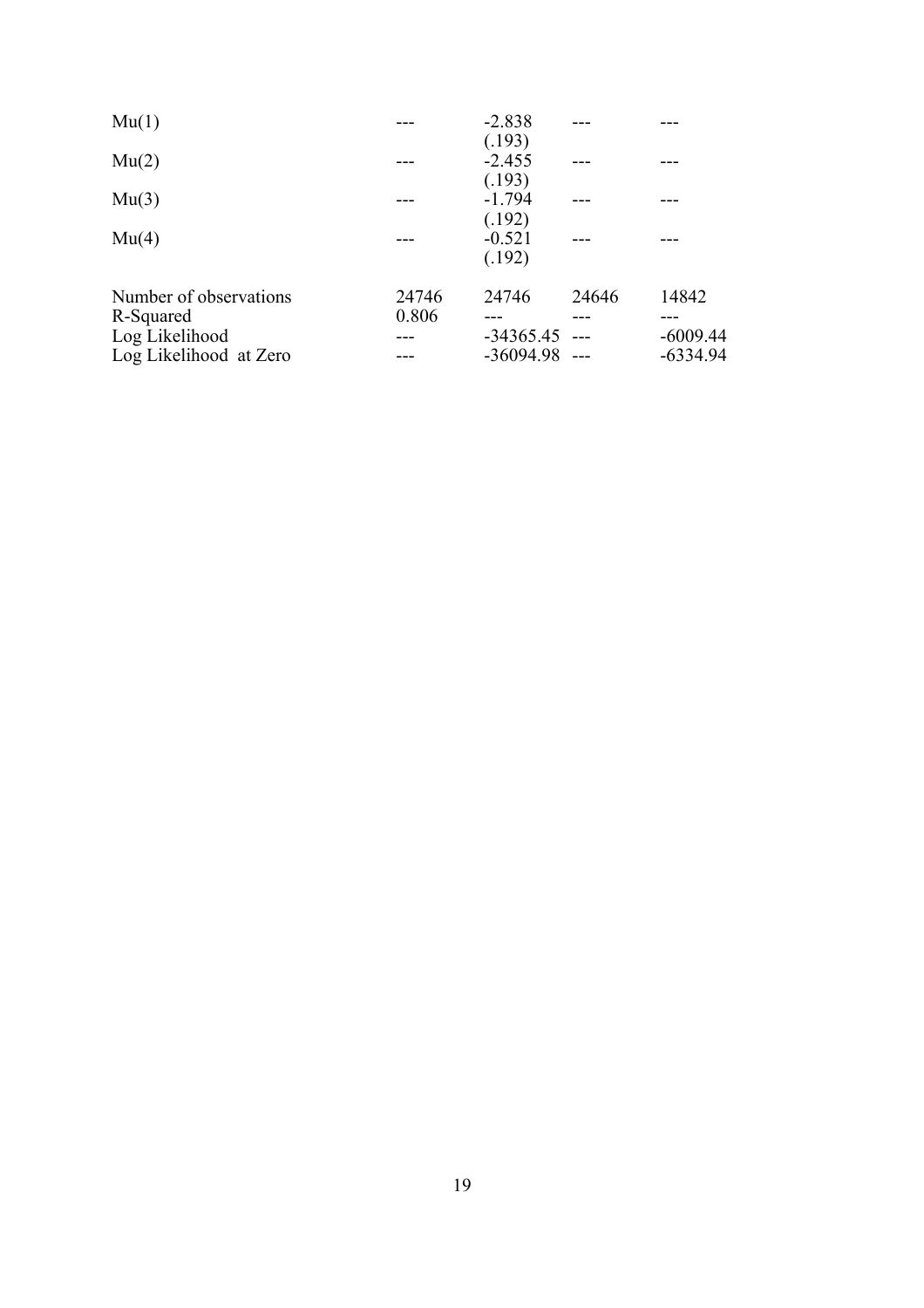| | | | | |
|---|---|---|---|---|
| Mu(1) | --- | -2.838<br>(.193) | --- | --- |
| Mu(2) | --- | -2.455<br>(.193) | --- | --- |
| Mu(3) | --- | -1.794<br>(.192) | --- | --- |
| Mu(4) | --- | -0.521<br>(.192) | --- | --- |
| Number of observations | 24746 | 24746 | 24646 | 14842 |
| R-Squared | 0.806 | --- | --- | --- |
| Log Likelihood | --- | -34365.45 | --- | -6009.44 |
| Log Likelihood at Zero | --- | -36094.98 | --- | -6334.94 |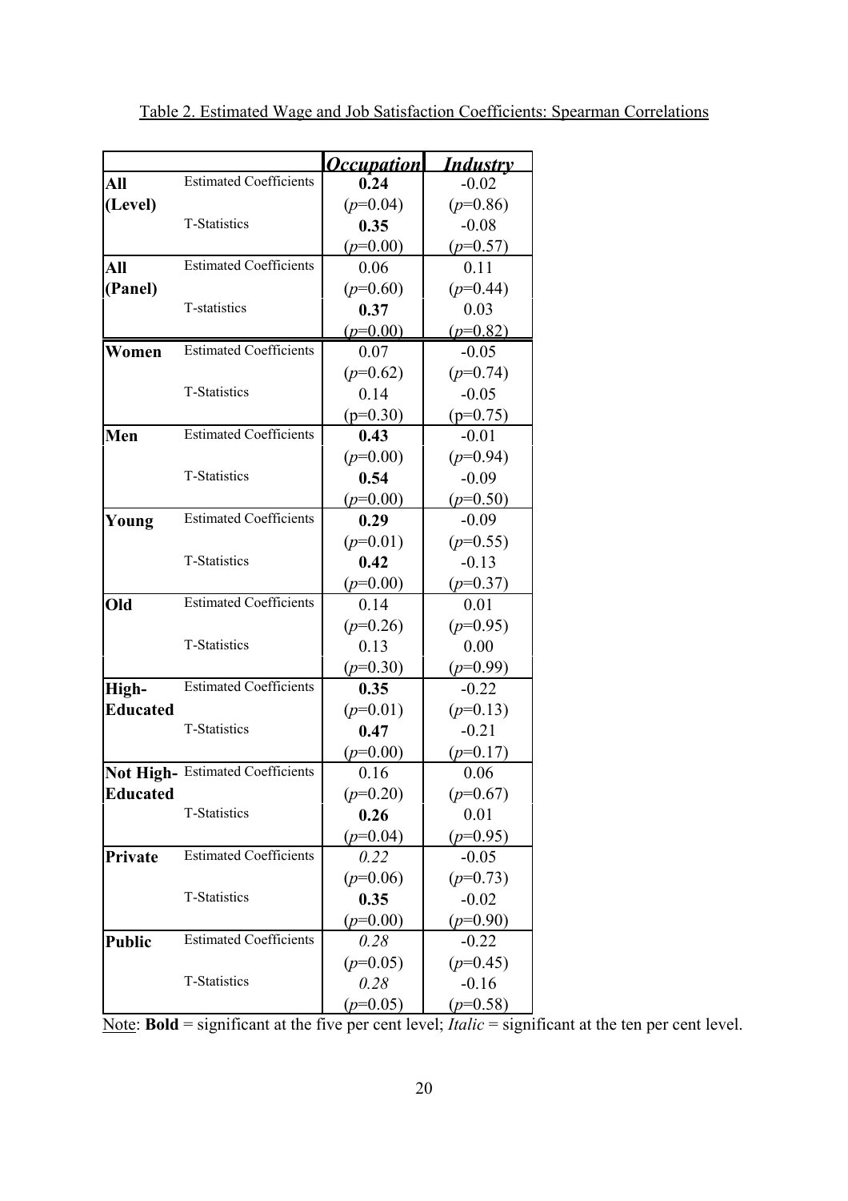Table 2. Estimated Wage and Job Satisfaction Coefficients: Spearman Correlations

| | | ***Occupation*** | ***Industry*** |
|---|---|---|---|
| **All (Level)** | Estimated Coefficients | **0.24** | -0.02 |
| | | (*p*=0.04) | (*p*=0.86) |
| | T-Statistics | **0.35** | -0.08 |
| | | (*p*=0.00) | (*p*=0.57) |
| **All (Panel)** | Estimated Coefficients | 0.06 | 0.11 |
| | | (*p*=0.60) | (*p*=0.44) |
| | T-statistics | **0.37** | 0.03 |
| | | (*p*=0.00) | (*p*=0.82) |
| **Women** | Estimated Coefficients | 0.07 | -0.05 |
| | | (*p*=0.62) | (*p*=0.74) |
| | T-Statistics | 0.14 | -0.05 |
| | | (p=0.30) | (p=0.75) |
| **Men** | Estimated Coefficients | **0.43** | -0.01 |
| | | (*p*=0.00) | (*p*=0.94) |
| | T-Statistics | **0.54** | -0.09 |
| | | (*p*=0.00) | (*p*=0.50) |
| **Young** | Estimated Coefficients | **0.29** | -0.09 |
| | | (*p*=0.01) | (*p*=0.55) |
| | T-Statistics | **0.42** | -0.13 |
| | | (*p*=0.00) | (*p*=0.37) |
| **Old** | Estimated Coefficients | 0.14 | 0.01 |
| | | (*p*=0.26) | (*p*=0.95) |
| | T-Statistics | 0.13 | 0.00 |
| | | (*p*=0.30) | (*p*=0.99) |
| **High-Educated** | Estimated Coefficients | **0.35** | -0.22 |
| | | (*p*=0.01) | (*p*=0.13) |
| | T-Statistics | **0.47** | -0.21 |
| | | (*p*=0.00) | (*p*=0.17) |
| **Not High-Educated** | Estimated Coefficients | 0.16 | 0.06 |
| | | (*p*=0.20) | (*p*=0.67) |
| | T-Statistics | **0.26** | 0.01 |
| | | (*p*=0.04) | (*p*=0.95) |
| **Private** | Estimated Coefficients | *0.22* | -0.05 |
| | | (*p*=0.06) | (*p*=0.73) |
| | T-Statistics | **0.35** | -0.02 |
| | | (*p*=0.00) | (*p*=0.90) |
| **Public** | Estimated Coefficients | *0.28* | -0.22 |
| | | (*p*=0.05) | (*p*=0.45) |
| | T-Statistics | *0.28* | -0.16 |
| | | (*p*=0.05) | (*p*=0.58) |

Note: **Bold** = significant at the five per cent level; *Italic* = significant at the ten per cent level.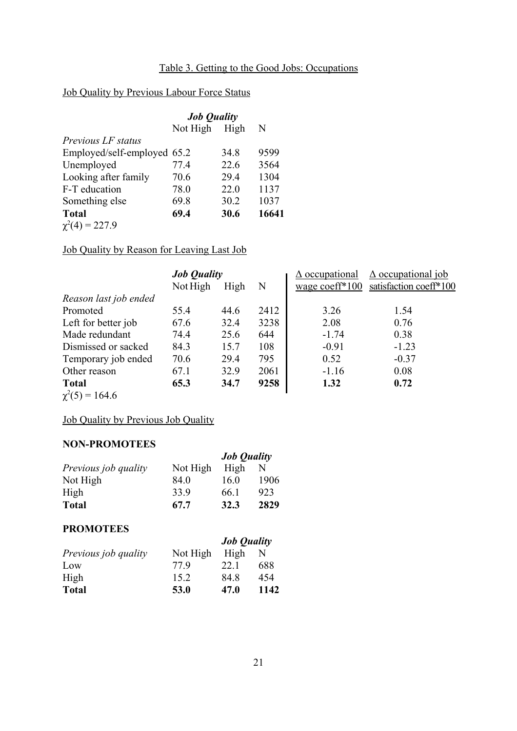Table 3. Getting to the Good Jobs: Occupations

Job Quality by Previous Labour Force Status

| | ***Job Quality*** | | |
|---|---|---|---|
| | Not High | High | N |
| *Previous LF status* | | | |
| Employed/self-employed | 65.2 | 34.8 | 9599 |
| Unemployed | 77.4 | 22.6 | 3564 |
| Looking after family | 70.6 | 29.4 | 1304 |
| F-T education | 78.0 | 22.0 | 1137 |
| Something else | 69.8 | 30.2 | 1037 |
| **Total** | **69.4** | **30.6** | **16641** |

$\chi^2(4) = 227.9$

Job Quality by Reason for Leaving Last Job

| | ***Job Quality*** | | | $\Delta$ occupational | $\Delta$ occupational job |
|---|---|---|---|---|---|
| | Not High | High | N | wage coeff*100 | satisfaction coeff*100 |
| *Reason last job ended* | | | | | |
| Promoted | 55.4 | 44.6 | 2412 | 3.26 | 1.54 |
| Left for better job | 67.6 | 32.4 | 3238 | 2.08 | 0.76 |
| Made redundant | 74.4 | 25.6 | 644 | -1.74 | 0.38 |
| Dismissed or sacked | 84.3 | 15.7 | 108 | -0.91 | -1.23 |
| Temporary job ended | 70.6 | 29.4 | 795 | 0.52 | -0.37 |
| Other reason | 67.1 | 32.9 | 2061 | -1.16 | 0.08 |
| **Total** | **65.3** | **34.7** | **9258** | **1.32** | **0.72** |

$\chi^2(5) = 164.6$

Job Quality by Previous Job Quality

**NON-PROMOTEES**

| | ***Job Quality*** | | |
|---|---|---|---|
| *Previous job quality* | Not High | High | N |
| Not High | 84.0 | 16.0 | 1906 |
| High | 33.9 | 66.1 | 923 |
| **Total** | **67.7** | **32.3** | **2829** |

**PROMOTEES**

| | ***Job Quality*** | | |
|---|---|---|---|
| *Previous job quality* | Not High | High | N |
| Low | 77.9 | 22.1 | 688 |
| High | 15.2 | 84.8 | 454 |
| **Total** | **53.0** | **47.0** | **1142** |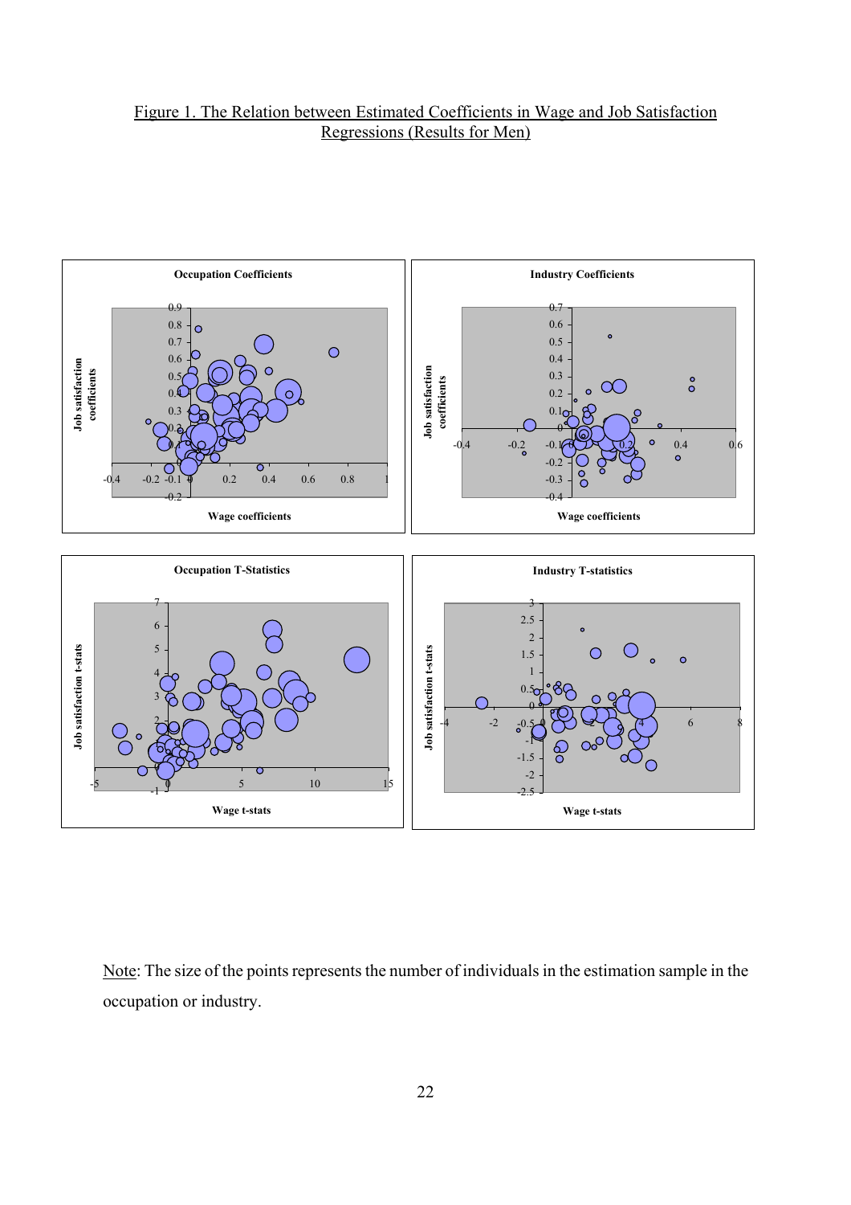Figure 1. The Relation between Estimated Coefficients in Wage and Job Satisfaction Regressions (Results for Men)

Note: The size of the points represents the number of individuals in the estimation sample in the occupation or industry.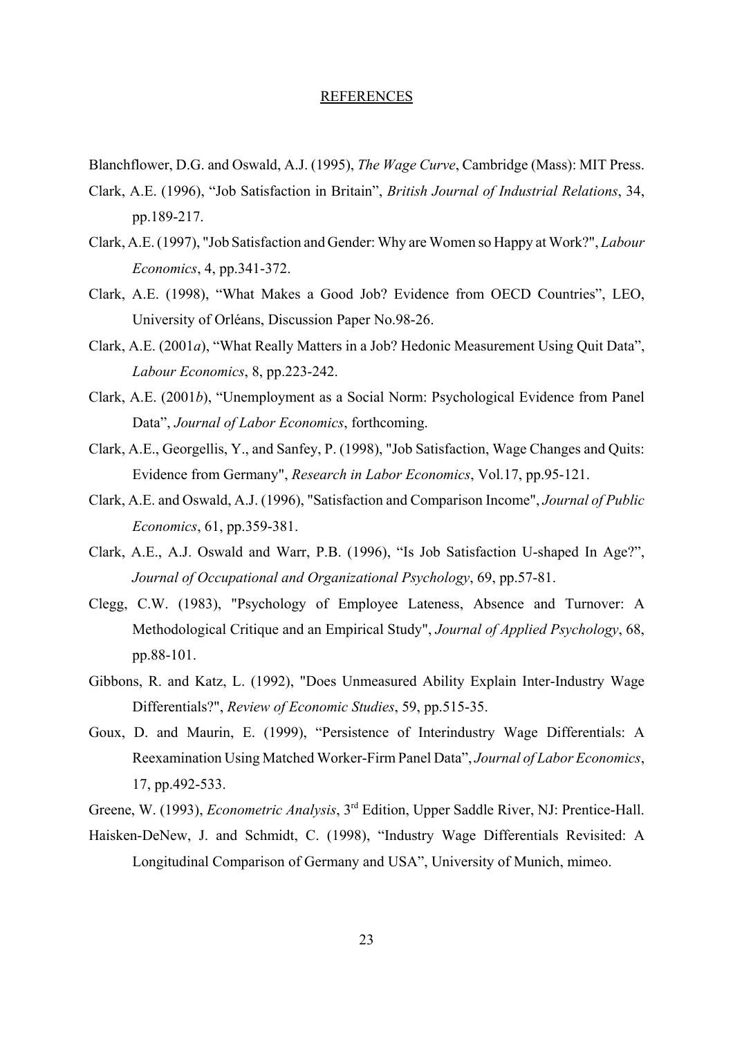## REFERENCES

Blanchflower, D.G. and Oswald, A.J. (1995), *The Wage Curve*, Cambridge (Mass): MIT Press.

Clark, A.E. (1996), "Job Satisfaction in Britain", *British Journal of Industrial Relations*, 34, pp.189-217.

Clark, A.E. (1997), "Job Satisfaction and Gender: Why are Women so Happy at Work?", *Labour Economics*, 4, pp.341-372.

Clark, A.E. (1998), "What Makes a Good Job? Evidence from OECD Countries", LEO, University of Orléans, Discussion Paper No.98-26.

Clark, A.E. (2001*a*), "What Really Matters in a Job? Hedonic Measurement Using Quit Data", *Labour Economics*, 8, pp.223-242.

Clark, A.E. (2001*b*), "Unemployment as a Social Norm: Psychological Evidence from Panel Data", *Journal of Labor Economics*, forthcoming.

Clark, A.E., Georgellis, Y., and Sanfey, P. (1998), "Job Satisfaction, Wage Changes and Quits: Evidence from Germany", *Research in Labor Economics*, Vol.17, pp.95-121.

Clark, A.E. and Oswald, A.J. (1996), "Satisfaction and Comparison Income", *Journal of Public Economics*, 61, pp.359-381.

Clark, A.E., A.J. Oswald and Warr, P.B. (1996), "Is Job Satisfaction U-shaped In Age?", *Journal of Occupational and Organizational Psychology*, 69, pp.57-81.

Clegg, C.W. (1983), "Psychology of Employee Lateness, Absence and Turnover: A Methodological Critique and an Empirical Study", *Journal of Applied Psychology*, 68, pp.88-101.

Gibbons, R. and Katz, L. (1992), "Does Unmeasured Ability Explain Inter-Industry Wage Differentials?", *Review of Economic Studies*, 59, pp.515-35.

Goux, D. and Maurin, E. (1999), "Persistence of Interindustry Wage Differentials: A Reexamination Using Matched Worker-Firm Panel Data", *Journal of Labor Economics*, 17, pp.492-533.

Greene, W. (1993), *Econometric Analysis*, 3rd Edition, Upper Saddle River, NJ: Prentice-Hall.

Haisken-DeNew, J. and Schmidt, C. (1998), "Industry Wage Differentials Revisited: A Longitudinal Comparison of Germany and USA", University of Munich, mimeo.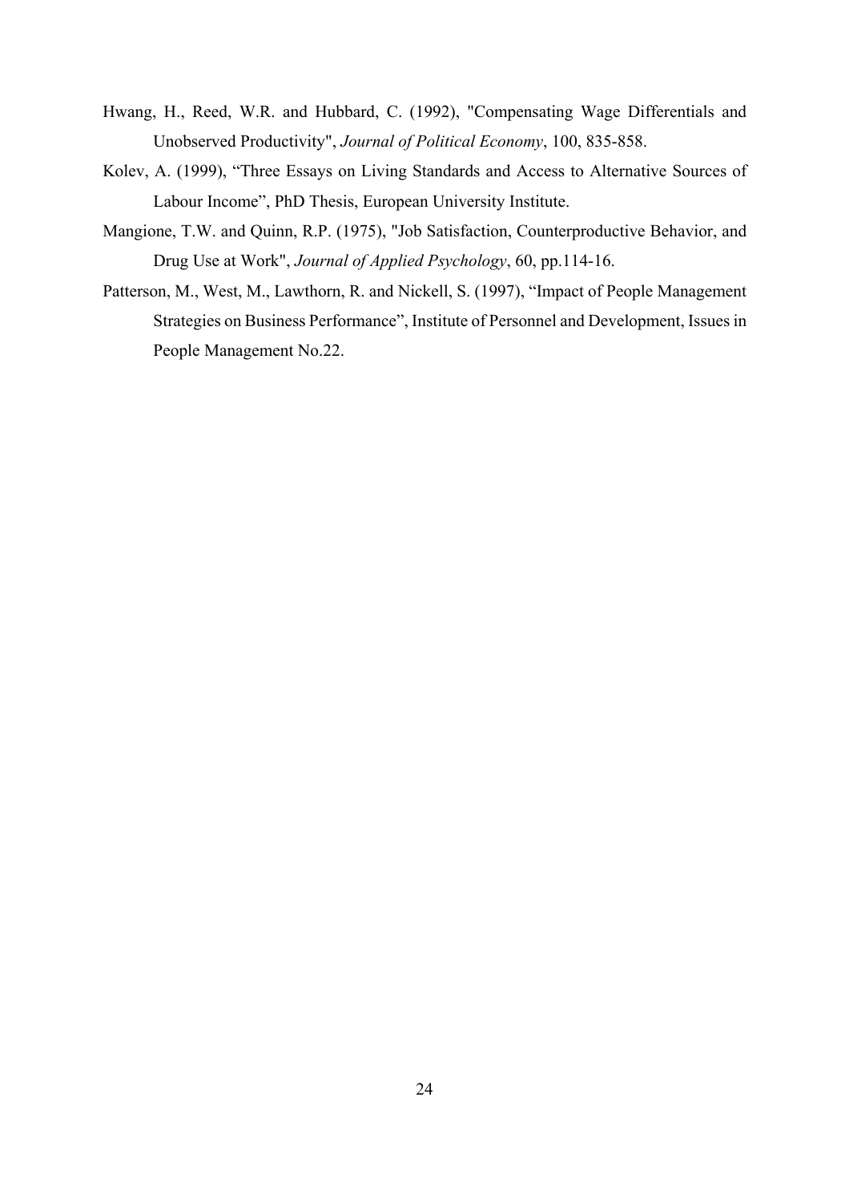Hwang, H., Reed, W.R. and Hubbard, C. (1992), "Compensating Wage Differentials and Unobserved Productivity", *Journal of Political Economy*, 100, 835-858.

Kolev, A. (1999), "Three Essays on Living Standards and Access to Alternative Sources of Labour Income", PhD Thesis, European University Institute.

Mangione, T.W. and Quinn, R.P. (1975), "Job Satisfaction, Counterproductive Behavior, and Drug Use at Work", *Journal of Applied Psychology*, 60, pp.114-16.

Patterson, M., West, M., Lawthorn, R. and Nickell, S. (1997), "Impact of People Management Strategies on Business Performance", Institute of Personnel and Development, Issues in People Management No.22.